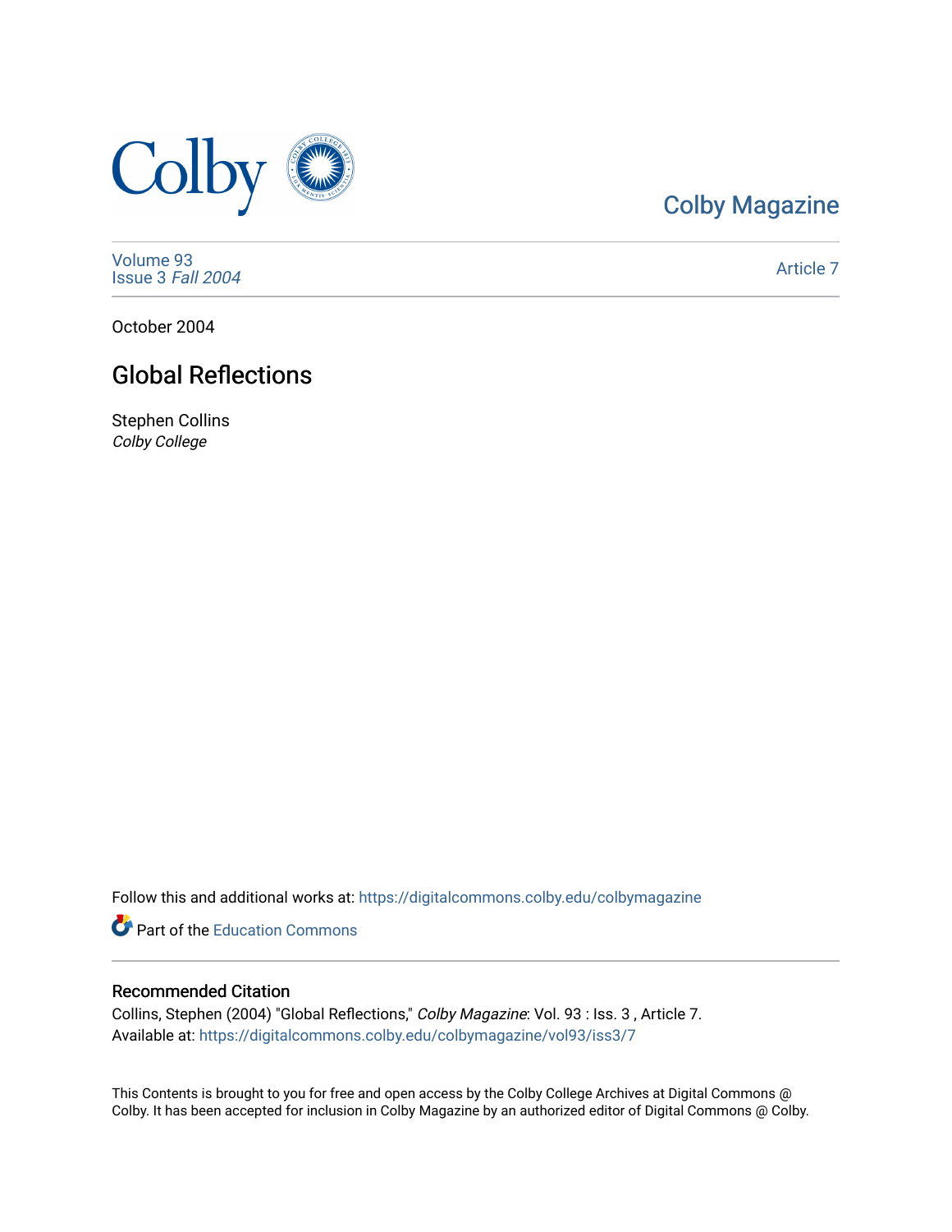Colby Magazine

Volume 93
Issue 3 *Fall 2004*

Article 7

October 2004

# Global Reflections

Stephen Collins
*Colby College*

Follow this and additional works at: https://digitalcommons.colby.edu/colbymagazine

Part of the Education Commons

## Recommended Citation

Collins, Stephen (2004) "Global Reflections," *Colby Magazine*: Vol. 93 : Iss. 3 , Article 7.
Available at: https://digitalcommons.colby.edu/colbymagazine/vol93/iss3/7

This Contents is brought to you for free and open access by the Colby College Archives at Digital Commons @ Colby. It has been accepted for inclusion in Colby Magazine by an authorized editor of Digital Commons @ Colby.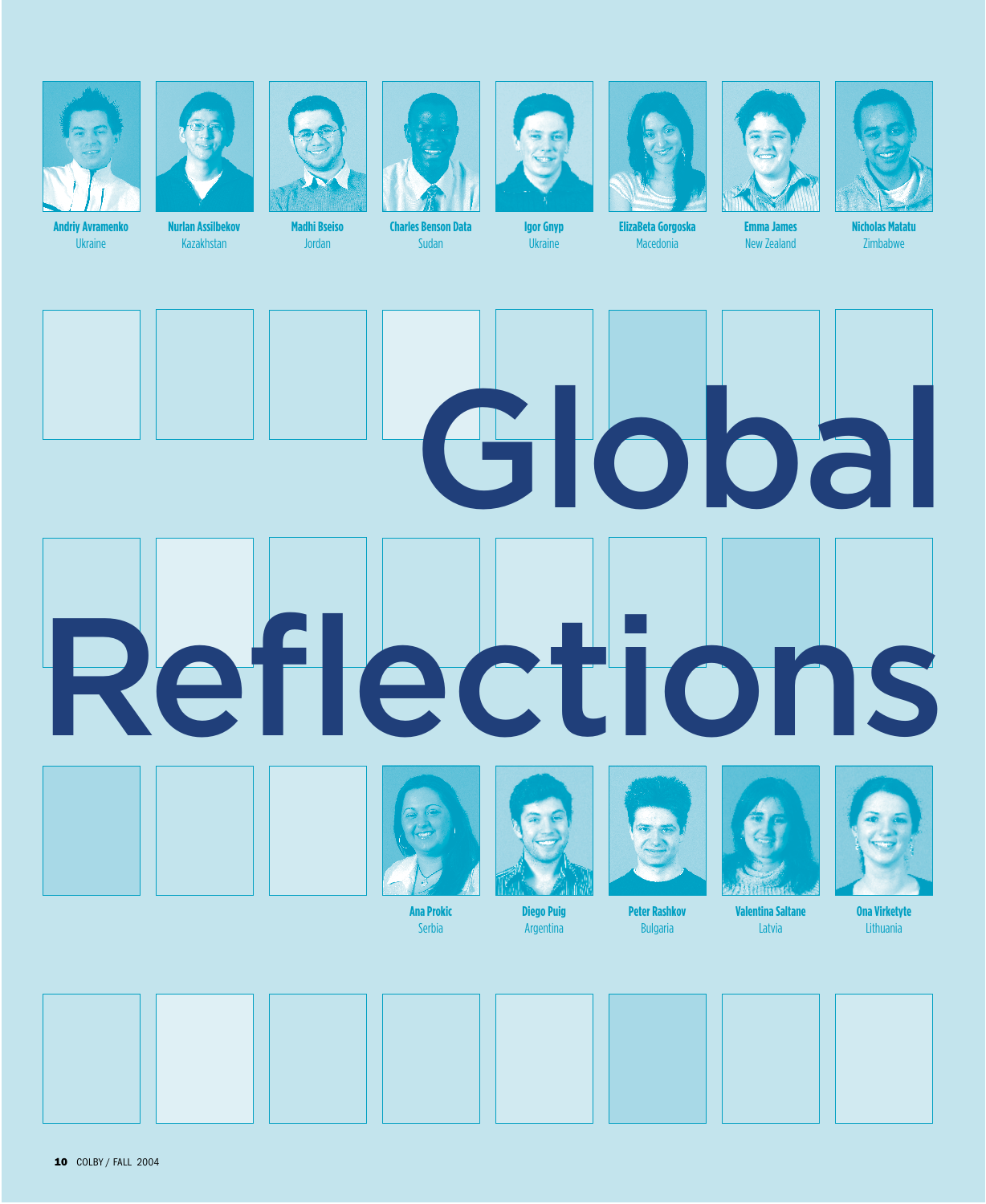Andriy Avramenko
Ukraine

Nurlan Assilbekov
Kazakhstan

Madhi Bseiso
Jordan

Charles Benson Data
Sudan

Igor Gnyp
Ukraine

ElizaBeta Gorgoska
Macedonia

Emma James
New Zealand

Nicholas Matatu
Zimbabwe

# Global Reflections

Ana Prokic
Serbia

Diego Puig
Argentina

Peter Rashkov
Bulgaria

Valentina Saltane
Latvia

Ona Virketyte
Lithuania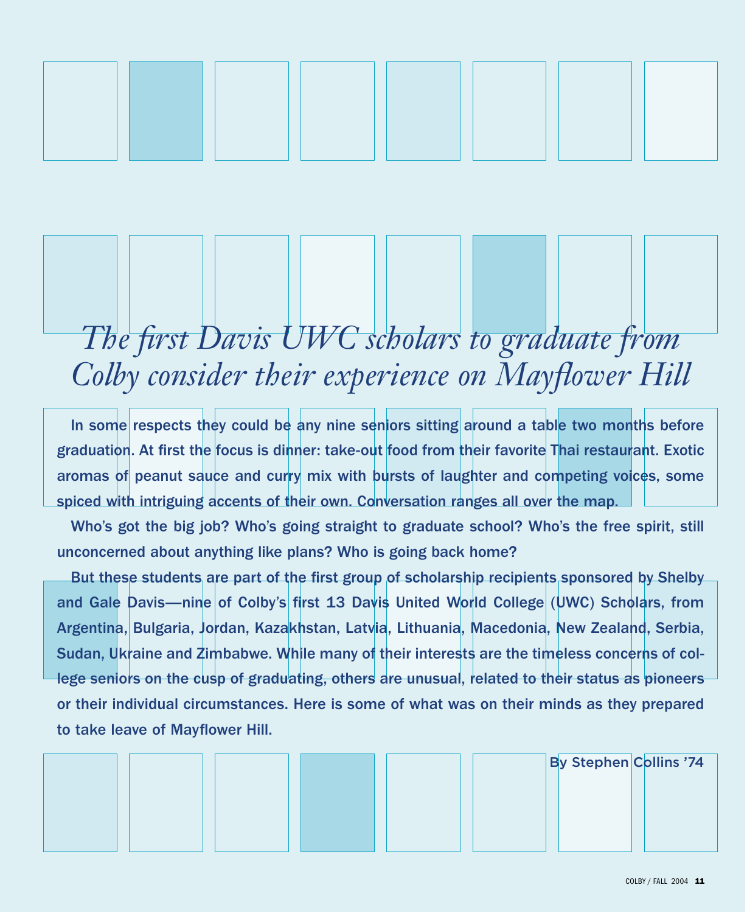# *The first Davis UWC scholars to graduate from Colby consider their experience on Mayflower Hill*

In some respects they could be any nine seniors sitting around a table two months before graduation. At first the focus is dinner: take-out food from their favorite Thai restaurant. Exotic aromas of peanut sauce and curry mix with bursts of laughter and competing voices, some spiced with intriguing accents of their own. Conversation ranges all over the map.

Who's got the big job? Who's going straight to graduate school? Who's the free spirit, still unconcerned about anything like plans? Who is going back home?

But these students are part of the first group of scholarship recipients sponsored by Shelby and Gale Davis—nine of Colby's first 13 Davis United World College (UWC) Scholars, from Argentina, Bulgaria, Jordan, Kazakhstan, Latvia, Lithuania, Macedonia, New Zealand, Serbia, Sudan, Ukraine and Zimbabwe. While many of their interests are the timeless concerns of college seniors on the cusp of graduating, others are unusual, related to their status as pioneers or their individual circumstances. Here is some of what was on their minds as they prepared to take leave of Mayflower Hill.

By Stephen Collins '74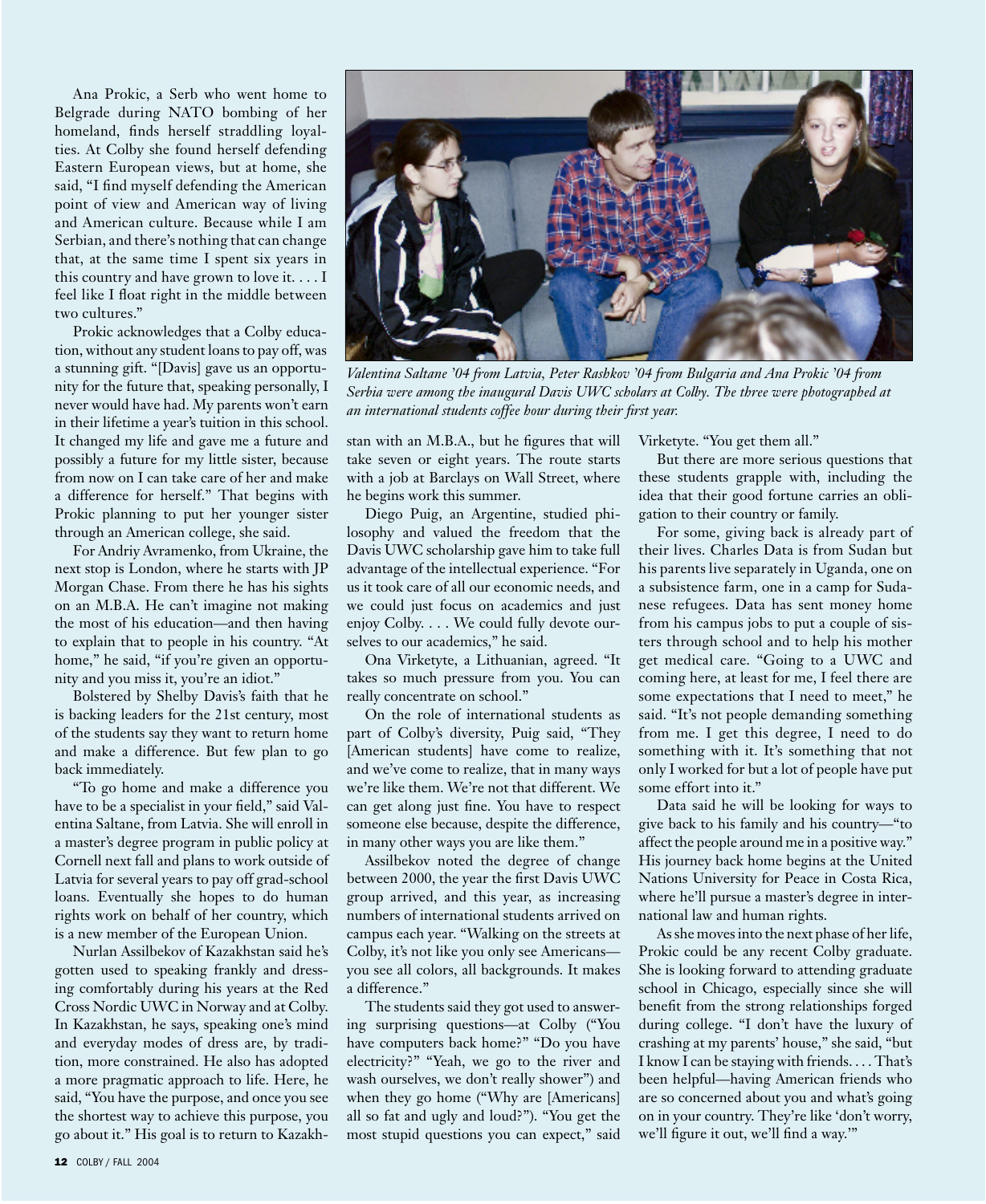Ana Prokic, a Serb who went home to Belgrade during NATO bombing of her homeland, finds herself straddling loyalties. At Colby she found herself defending Eastern European views, but at home, she said, "I find myself defending the American point of view and American way of living and American culture. Because while I am Serbian, and there's nothing that can change that, at the same time I spent six years in this country and have grown to love it. . . . I feel like I float right in the middle between two cultures."

Prokic acknowledges that a Colby education, without any student loans to pay off, was a stunning gift. "[Davis] gave us an opportunity for the future that, speaking personally, I never would have had. My parents won't earn in their lifetime a year's tuition in this school. It changed my life and gave me a future and possibly a future for my little sister, because from now on I can take care of her and make a difference for herself." That begins with Prokic planning to put her younger sister through an American college, she said.

For Andriy Avramenko, from Ukraine, the next stop is London, where he starts with JP Morgan Chase. From there he has his sights on an M.B.A. He can't imagine not making the most of his education—and then having to explain that to people in his country. "At home," he said, "if you're given an opportunity and you miss it, you're an idiot."

Bolstered by Shelby Davis's faith that he is backing leaders for the 21st century, most of the students say they want to return home and make a difference. But few plan to go back immediately.

"To go home and make a difference you have to be a specialist in your field," said Valentina Saltane, from Latvia. She will enroll in a master's degree program in public policy at Cornell next fall and plans to work outside of Latvia for several years to pay off grad-school loans. Eventually she hopes to do human rights work on behalf of her country, which is a new member of the European Union.

Nurlan Assilbekov of Kazakhstan said he's gotten used to speaking frankly and dressing comfortably during his years at the Red Cross Nordic UWC in Norway and at Colby. In Kazakhstan, he says, speaking one's mind and everyday modes of dress are, by tradition, more constrained. He also has adopted a more pragmatic approach to life. Here, he said, "You have the purpose, and once you see the shortest way to achieve this purpose, you go about it." His goal is to return to Kazakhstan with an M.B.A., but he figures that will take seven or eight years. The route starts with a job at Barclays on Wall Street, where he begins work this summer.

*Valentina Saltane '04 from Latvia, Peter Rashkov '04 from Bulgaria and Ana Prokic '04 from Serbia were among the inaugural Davis UWC scholars at Colby. The three were photographed at an international students coffee hour during their first year.*

Diego Puig, an Argentine, studied philosophy and valued the freedom that the Davis UWC scholarship gave him to take full advantage of the intellectual experience. "For us it took care of all our economic needs, and we could just focus on academics and just enjoy Colby. . . . We could fully devote ourselves to our academics," he said.

Ona Virketyte, a Lithuanian, agreed. "It takes so much pressure from you. You can really concentrate on school."

On the role of international students as part of Colby's diversity, Puig said, "They [American students] have come to realize, and we've come to realize, that in many ways we're like them. We're not that different. We can get along just fine. You have to respect someone else because, despite the difference, in many other ways you are like them."

Assilbekov noted the degree of change between 2000, the year the first Davis UWC group arrived, and this year, as increasing numbers of international students arrived on campus each year. "Walking on the streets at Colby, it's not like you only see Americans—you see all colors, all backgrounds. It makes a difference."

The students said they got used to answering surprising questions—at Colby ("You have computers back home?" "Do you have electricity?" "Yeah, we go to the river and wash ourselves, we don't really shower") and when they go home ("Why are [Americans] all so fat and ugly and loud?"). "You get the most stupid questions you can expect," said Virketyte. "You get them all."

But there are more serious questions that these students grapple with, including the idea that their good fortune carries an obligation to their country or family.

For some, giving back is already part of their lives. Charles Data is from Sudan but his parents live separately in Uganda, one on a subsistence farm, one in a camp for Sudanese refugees. Data has sent money home from his campus jobs to put a couple of sisters through school and to help his mother get medical care. "Going to a UWC and coming here, at least for me, I feel there are some expectations that I need to meet," he said. "It's not people demanding something from me. I get this degree, I need to do something with it. It's something that not only I worked for but a lot of people have put some effort into it."

Data said he will be looking for ways to give back to his family and his country—"to affect the people around me in a positive way." His journey back home begins at the United Nations University for Peace in Costa Rica, where he'll pursue a master's degree in international law and human rights.

As she moves into the next phase of her life, Prokic could be any recent Colby graduate. She is looking forward to attending graduate school in Chicago, especially since she will benefit from the strong relationships forged during college. "I don't have the luxury of crashing at my parents' house," she said, "but I know I can be staying with friends. . . . That's been helpful—having American friends who are so concerned about you and what's going on in your country. They're like 'don't worry, we'll figure it out, we'll find a way.'"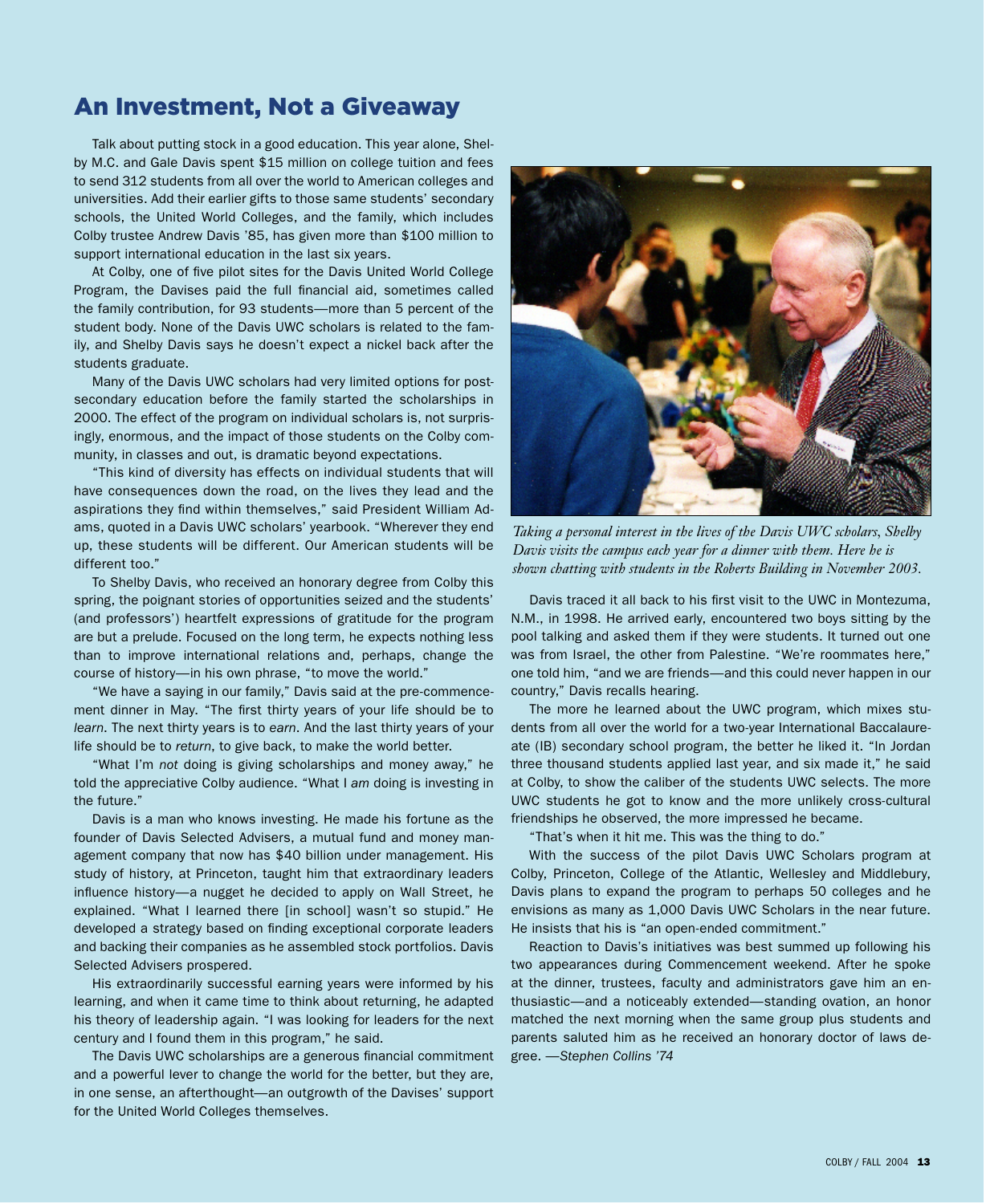## An Investment, Not a Giveaway

Talk about putting stock in a good education. This year alone, Shelby M.C. and Gale Davis spent $15 million on college tuition and fees to send 312 students from all over the world to American colleges and universities. Add their earlier gifts to those same students' secondary schools, the United World Colleges, and the family, which includes Colby trustee Andrew Davis '85, has given more than $100 million to support international education in the last six years.

At Colby, one of five pilot sites for the Davis United World College Program, the Davises paid the full financial aid, sometimes called the family contribution, for 93 students—more than 5 percent of the student body. None of the Davis UWC scholars is related to the family, and Shelby Davis says he doesn't expect a nickel back after the students graduate.

Many of the Davis UWC scholars had very limited options for post-secondary education before the family started the scholarships in 2000. The effect of the program on individual scholars is, not surprisingly, enormous, and the impact of those students on the Colby community, in classes and out, is dramatic beyond expectations.

"This kind of diversity has effects on individual students that will have consequences down the road, on the lives they lead and the aspirations they find within themselves," said President William Adams, quoted in a Davis UWC scholars' yearbook. "Wherever they end up, these students will be different. Our American students will be different too."

To Shelby Davis, who received an honorary degree from Colby this spring, the poignant stories of opportunities seized and the students' (and professors') heartfelt expressions of gratitude for the program are but a prelude. Focused on the long term, he expects nothing less than to improve international relations and, perhaps, change the course of history—in his own phrase, "to move the world."

"We have a saying in our family," Davis said at the pre-commencement dinner in May. "The first thirty years of your life should be to *learn*. The next thirty years is to *earn*. And the last thirty years of your life should be to *return*, to give back, to make the world better.

"What I'm *not* doing is giving scholarships and money away," he told the appreciative Colby audience. "What I *am* doing is investing in the future."

Davis is a man who knows investing. He made his fortune as the founder of Davis Selected Advisers, a mutual fund and money management company that now has $40 billion under management. His study of history, at Princeton, taught him that extraordinary leaders influence history—a nugget he decided to apply on Wall Street, he explained. "What I learned there [in school] wasn't so stupid." He developed a strategy based on finding exceptional corporate leaders and backing their companies as he assembled stock portfolios. Davis Selected Advisers prospered.

His extraordinarily successful earning years were informed by his learning, and when it came time to think about returning, he adapted his theory of leadership again. "I was looking for leaders for the next century and I found them in this program," he said.

The Davis UWC scholarships are a generous financial commitment and a powerful lever to change the world for the better, but they are, in one sense, an afterthought—an outgrowth of the Davises' support for the United World Colleges themselves.

*Taking a personal interest in the lives of the Davis UWC scholars, Shelby Davis visits the campus each year for a dinner with them. Here he is shown chatting with students in the Roberts Building in November 2003.*

Davis traced it all back to his first visit to the UWC in Montezuma, N.M., in 1998. He arrived early, encountered two boys sitting by the pool talking and asked them if they were students. It turned out one was from Israel, the other from Palestine. "We're roommates here," one told him, "and we are friends—and this could never happen in our country," Davis recalls hearing.

The more he learned about the UWC program, which mixes students from all over the world for a two-year International Baccalaureate (IB) secondary school program, the better he liked it. "In Jordan three thousand students applied last year, and six made it," he said at Colby, to show the caliber of the students UWC selects. The more UWC students he got to know and the more unlikely cross-cultural friendships he observed, the more impressed he became.

"That's when it hit me. This was the thing to do."

With the success of the pilot Davis UWC Scholars program at Colby, Princeton, College of the Atlantic, Wellesley and Middlebury, Davis plans to expand the program to perhaps 50 colleges and he envisions as many as 1,000 Davis UWC Scholars in the near future. He insists that his is "an open-ended commitment."

Reaction to Davis's initiatives was best summed up following his two appearances during Commencement weekend. After he spoke at the dinner, trustees, faculty and administrators gave him an enthusiastic—and a noticeably extended—standing ovation, an honor matched the next morning when the same group plus students and parents saluted him as he received an honorary doctor of laws degree. —*Stephen Collins '74*